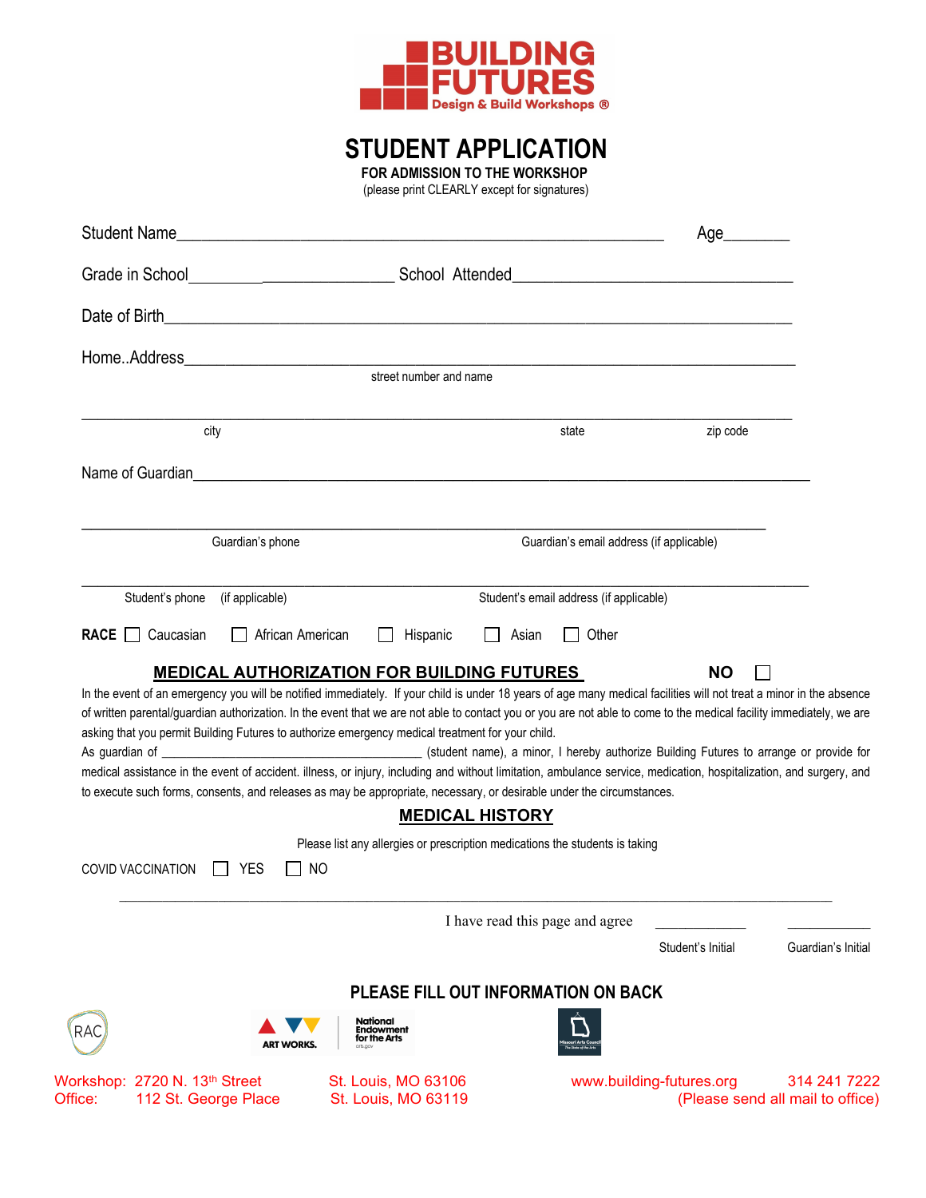**BUILDING FUTURES**
Design & Build Workshops ®

# STUDENT APPLICATION

**FOR ADMISSION TO THE WORKSHOP**
(please print CLEARLY except for signatures)

Student Name_____________________________________________________ Age________

Grade in School_________________________ School Attended__________________________________

Date of Birth_______________________________________________________________________

Home..Address_______________________________________________________________________
street number and name

_______________________________________________________________________________________
city state zip code

Name of Guardian____________________________________________________________________

_______________________________________________________________________________________
Guardian's phone Guardian's email address (if applicable)

_______________________________________________________________________________________
Student's phone (if applicable) Student's email address (if applicable)

**RACE** ☐ Caucasian ☐ African American ☐ Hispanic ☐ Asian ☐ Other

## MEDICAL AUTHORIZATION FOR BUILDING FUTURES **NO** ☐

In the event of an emergency you will be notified immediately. If your child is under 18 years of age many medical facilities will not treat a minor in the absence of written parental/guardian authorization. In the event that we are not able to contact you or you are not able to come to the medical facility immediately, we are asking that you permit Building Futures to authorize emergency medical treatment for your child.

As guardian of ________________________________ (student name), a minor, I hereby authorize Building Futures to arrange or provide for medical assistance in the event of accident. illness, or injury, including and without limitation, ambulance service, medication, hospitalization, and surgery, and to execute such forms, consents, and releases as may be appropriate, necessary, or desirable under the circumstances.

## MEDICAL HISTORY

Please list any allergies or prescription medications the students is taking

COVID VACCINATION ☐ YES ☐ NO

_______________________________________________________________________________________

I have read this page and agree ____________ ____________
Student's Initial Guardian's Initial

**PLEASE FILL OUT INFORMATION ON BACK**

Workshop: 2720 N. 13th Street St. Louis, MO 63106 www.building-futures.org 314 241 7222
Office: 112 St. George Place St. Louis, MO 63119 (Please send all mail to office)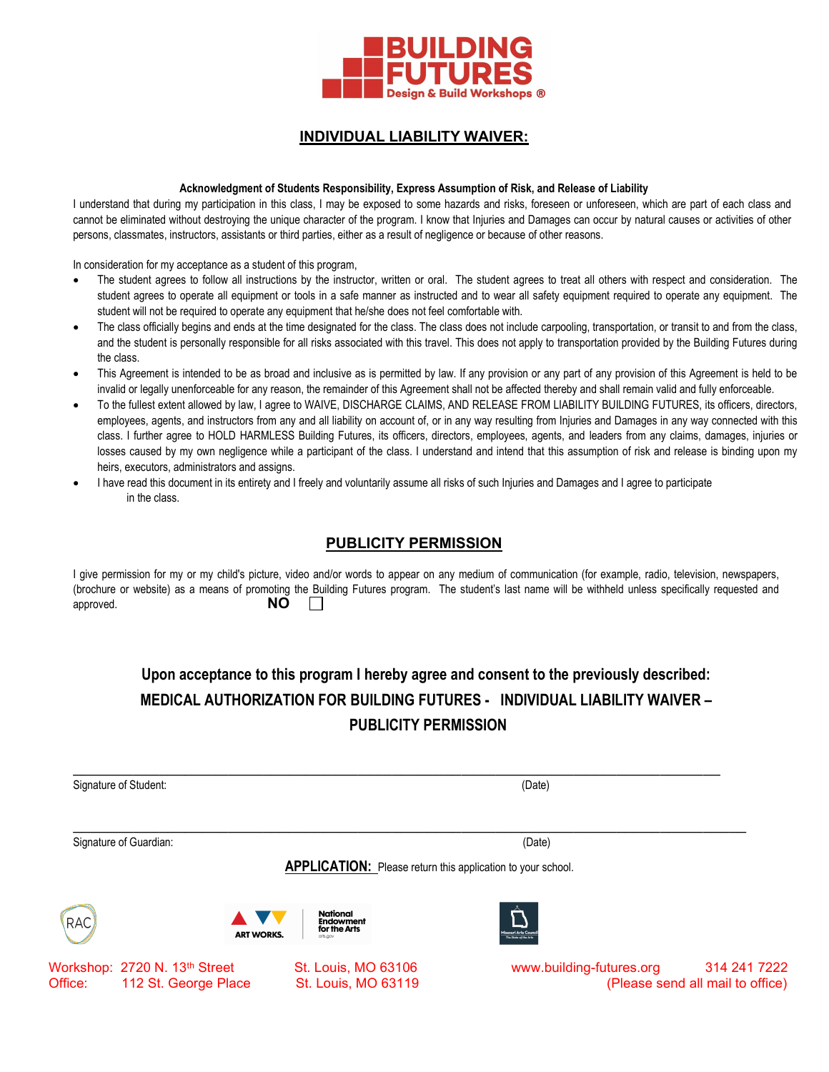BUILDING FUTURES
Design & Build Workshops ®

## INDIVIDUAL LIABILITY WAIVER:

**Acknowledgment of Students Responsibility, Express Assumption of Risk, and Release of Liability**

I understand that during my participation in this class, I may be exposed to some hazards and risks, foreseen or unforeseen, which are part of each class and cannot be eliminated without destroying the unique character of the program. I know that Injuries and Damages can occur by natural causes or activities of other persons, classmates, instructors, assistants or third parties, either as a result of negligence or because of other reasons.

In consideration for my acceptance as a student of this program,

- The student agrees to follow all instructions by the instructor, written or oral. The student agrees to treat all others with respect and consideration. The student agrees to operate all equipment or tools in a safe manner as instructed and to wear all safety equipment required to operate any equipment. The student will not be required to operate any equipment that he/she does not feel comfortable with.
- The class officially begins and ends at the time designated for the class. The class does not include carpooling, transportation, or transit to and from the class, and the student is personally responsible for all risks associated with this travel. This does not apply to transportation provided by the Building Futures during the class.
- This Agreement is intended to be as broad and inclusive as is permitted by law. If any provision or any part of any provision of this Agreement is held to be invalid or legally unenforceable for any reason, the remainder of this Agreement shall not be affected thereby and shall remain valid and fully enforceable.
- To the fullest extent allowed by law, I agree to WAIVE, DISCHARGE CLAIMS, AND RELEASE FROM LIABILITY BUILDING FUTURES, its officers, directors, employees, agents, and instructors from any and all liability on account of, or in any way resulting from Injuries and Damages in any way connected with this class. I further agree to HOLD HARMLESS Building Futures, its officers, directors, employees, agents, and leaders from any claims, damages, injuries or losses caused by my own negligence while a participant of the class. I understand and intend that this assumption of risk and release is binding upon my heirs, executors, administrators and assigns.
- I have read this document in its entirety and I freely and voluntarily assume all risks of such Injuries and Damages and I agree to participate in the class.

## PUBLICITY PERMISSION

I give permission for my or my child's picture, video and/or words to appear on any medium of communication (for example, radio, television, newspapers, (brochure or website) as a means of promoting the Building Futures program. The student's last name will be withheld unless specifically requested and approved. **NO** ☐

**Upon acceptance to this program I hereby agree and consent to the previously described:**
**MEDICAL AUTHORIZATION FOR BUILDING FUTURES - INDIVIDUAL LIABILITY WAIVER – PUBLICITY PERMISSION**

______________________________________________
Signature of Student: (Date)

______________________________________________
Signature of Guardian: (Date)

**APPLICATION:** Please return this application to your school.

Workshop: 2720 N. 13th Street St. Louis, MO 63106 www.building-futures.org 314 241 7222
Office: 112 St. George Place St. Louis, MO 63119 (Please send all mail to office)